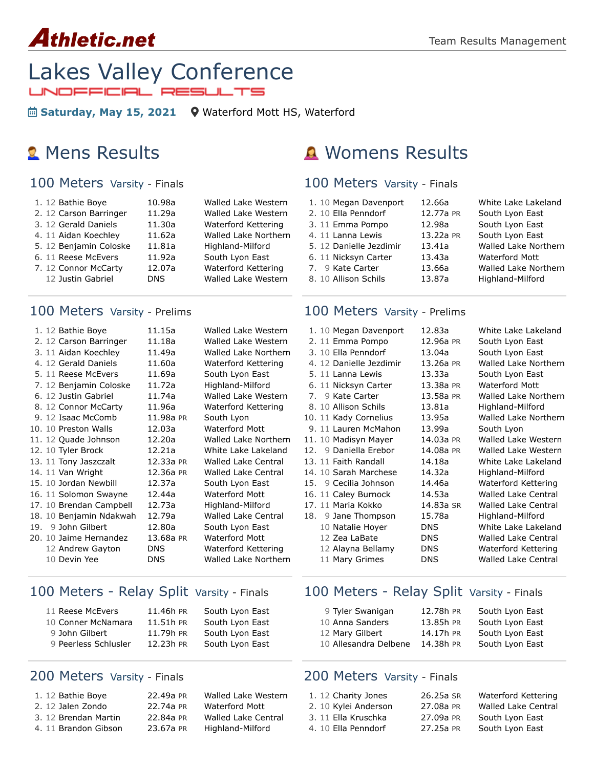Athletic.net — Team Results Management

# Lakes Valley Conference

UNOFFICIAL RESULTS

**Saturday, May 15, 2021** Waterford Mott HS, Waterford

## Mens Results

### 100 Meters Varsity - Finals

| Place | Grade | Name | Time | Team |
|---|---|---|---|---|
| 1. | 12 | Bathie Boye | 10.98a | Walled Lake Western |
| 2. | 12 | Carson Barringer | 11.29a | Walled Lake Western |
| 3. | 12 | Gerald Daniels | 11.30a | Waterford Kettering |
| 4. | 11 | Aidan Koechley | 11.62a | Walled Lake Northern |
| 5. | 12 | Benjamin Coloske | 11.81a | Highland-Milford |
| 6. | 11 | Reese McEvers | 11.92a | South Lyon East |
| 7. | 12 | Connor McCarty | 12.07a | Waterford Kettering |
| | 12 | Justin Gabriel | DNS | Walled Lake Western |

### 100 Meters Varsity - Prelims

| Place | Grade | Name | Time | Team |
|---|---|---|---|---|
| 1. | 12 | Bathie Boye | 11.15a | Walled Lake Western |
| 2. | 12 | Carson Barringer | 11.18a | Walled Lake Western |
| 3. | 11 | Aidan Koechley | 11.49a | Walled Lake Northern |
| 4. | 12 | Gerald Daniels | 11.60a | Waterford Kettering |
| 5. | 11 | Reese McEvers | 11.69a | South Lyon East |
| 7. | 12 | Benjamin Coloske | 11.72a | Highland-Milford |
| 6. | 12 | Justin Gabriel | 11.74a | Walled Lake Western |
| 8. | 12 | Connor McCarty | 11.96a | Waterford Kettering |
| 9. | 12 | Isaac McComb | 11.98a PR | South Lyon |
| 10. | 10 | Preston Walls | 12.03a | Waterford Mott |
| 11. | 12 | Quade Johnson | 12.20a | Walled Lake Northern |
| 12. | 10 | Tyler Brock | 12.21a | White Lake Lakeland |
| 13. | 11 | Tony Jaszczalt | 12.33a PR | Walled Lake Central |
| 14. | 11 | Van Wright | 12.36a PR | Walled Lake Central |
| 15. | 10 | Jordan Newbill | 12.37a | South Lyon East |
| 16. | 11 | Solomon Swayne | 12.44a | Waterford Mott |
| 17. | 10 | Brendan Campbell | 12.73a | Highland-Milford |
| 18. | 10 | Benjamin Ndakwah | 12.79a | Walled Lake Central |
| 19. | 9 | John Gilbert | 12.80a | South Lyon East |
| 20. | 10 | Jaime Hernandez | 13.68a PR | Waterford Mott |
| | 12 | Andrew Gayton | DNS | Waterford Kettering |
| | 10 | Devin Yee | DNS | Walled Lake Northern |

### 100 Meters - Relay Split Varsity - Finals

| Grade | Name | Time | Team |
|---|---|---|---|
| 11 | Reese McEvers | 11.46h PR | South Lyon East |
| 10 | Conner McNamara | 11.51h PR | South Lyon East |
| 9 | John Gilbert | 11.79h PR | South Lyon East |
| 9 | Peerless Schlusler | 12.23h PR | South Lyon East |

### 200 Meters Varsity - Finals

| Place | Grade | Name | Time | Team |
|---|---|---|---|---|
| 1. | 12 | Bathie Boye | 22.49a PR | Walled Lake Western |
| 2. | 12 | Jalen Zondo | 22.74a PR | Waterford Mott |
| 3. | 12 | Brendan Martin | 22.84a PR | Walled Lake Central |
| 4. | 11 | Brandon Gibson | 23.67a PR | Highland-Milford |

## Womens Results

### 100 Meters Varsity - Finals

| Place | Grade | Name | Time | Team |
|---|---|---|---|---|
| 1. | 10 | Megan Davenport | 12.66a | White Lake Lakeland |
| 2. | 10 | Ella Penndorf | 12.77a PR | South Lyon East |
| 3. | 11 | Emma Pompo | 12.98a | South Lyon East |
| 4. | 11 | Lanna Lewis | 13.22a PR | South Lyon East |
| 5. | 12 | Danielle Jezdimir | 13.41a | Walled Lake Northern |
| 6. | 11 | Nicksyn Carter | 13.43a | Waterford Mott |
| 7. | 9 | Kate Carter | 13.66a | Walled Lake Northern |
| 8. | 10 | Allison Schils | 13.87a | Highland-Milford |

### 100 Meters Varsity - Prelims

| Place | Grade | Name | Time | Team |
|---|---|---|---|---|
| 1. | 10 | Megan Davenport | 12.83a | White Lake Lakeland |
| 2. | 11 | Emma Pompo | 12.96a PR | South Lyon East |
| 3. | 10 | Ella Penndorf | 13.04a | South Lyon East |
| 4. | 12 | Danielle Jezdimir | 13.26a PR | Walled Lake Northern |
| 5. | 11 | Lanna Lewis | 13.33a | South Lyon East |
| 6. | 11 | Nicksyn Carter | 13.38a PR | Waterford Mott |
| 7. | 9 | Kate Carter | 13.58a PR | Walled Lake Northern |
| 8. | 10 | Allison Schils | 13.81a | Highland-Milford |
| 10. | 11 | Kady Cornelius | 13.95a | Walled Lake Northern |
| 9. | 11 | Lauren McMahon | 13.99a | South Lyon |
| 11. | 10 | Madisyn Mayer | 14.03a PR | Walled Lake Western |
| 12. | 9 | Daniella Erebor | 14.08a PR | Walled Lake Western |
| 13. | 11 | Faith Randall | 14.18a | White Lake Lakeland |
| 14. | 10 | Sarah Marchese | 14.32a | Highland-Milford |
| 15. | 9 | Cecilia Johnson | 14.46a | Waterford Kettering |
| 16. | 11 | Caley Burnock | 14.53a | Walled Lake Central |
| 17. | 11 | Maria Kokko | 14.83a SR | Walled Lake Central |
| 18. | 9 | Jane Thompson | 15.78a | Highland-Milford |
| | 10 | Natalie Hoyer | DNS | White Lake Lakeland |
| | 12 | Zea LaBate | DNS | Walled Lake Central |
| | 12 | Alayna Bellamy | DNS | Waterford Kettering |
| | 11 | Mary Grimes | DNS | Walled Lake Central |

### 100 Meters - Relay Split Varsity - Finals

| Grade | Name | Time | Team |
|---|---|---|---|
| 9 | Tyler Swanigan | 12.78h PR | South Lyon East |
| 10 | Anna Sanders | 13.85h PR | South Lyon East |
| 12 | Mary Gilbert | 14.17h PR | South Lyon East |
| 10 | Allesandra Delbene | 14.38h PR | South Lyon East |

### 200 Meters Varsity - Finals

| Place | Grade | Name | Time | Team |
|---|---|---|---|---|
| 1. | 12 | Charity Jones | 26.25a SR | Waterford Kettering |
| 2. | 10 | Kylei Anderson | 27.08a PR | Walled Lake Central |
| 3. | 11 | Ella Kruschka | 27.09a PR | South Lyon East |
| 4. | 10 | Ella Penndorf | 27.25a PR | South Lyon East |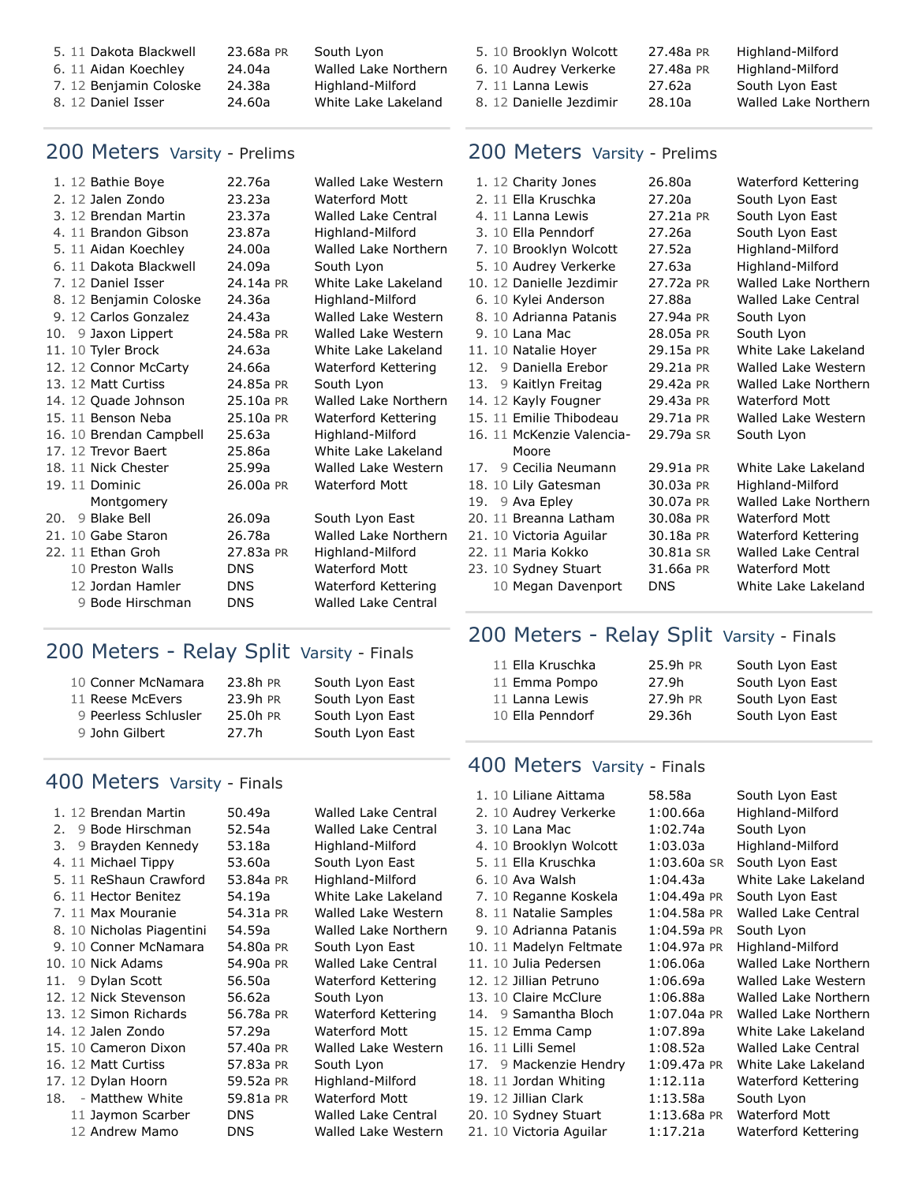| Place | Grade | Name | Time | School |
|---|---|---|---|---|
| 5. | 11 | Dakota Blackwell | 23.68a PR | South Lyon |
| 6. | 11 | Aidan Koechley | 24.04a | Walled Lake Northern |
| 7. | 12 | Benjamin Coloske | 24.38a | Highland-Milford |
| 8. | 12 | Daniel Isser | 24.60a | White Lake Lakeland |

## 200 Meters Varsity - Prelims

| Place | Grade | Name | Time | School |
|---|---|---|---|---|
| 1. | 12 | Bathie Boye | 22.76a | Walled Lake Western |
| 2. | 12 | Jalen Zondo | 23.23a | Waterford Mott |
| 3. | 12 | Brendan Martin | 23.37a | Walled Lake Central |
| 4. | 11 | Brandon Gibson | 23.87a | Highland-Milford |
| 5. | 11 | Aidan Koechley | 24.00a | Walled Lake Northern |
| 6. | 11 | Dakota Blackwell | 24.09a | South Lyon |
| 7. | 12 | Daniel Isser | 24.14a PR | White Lake Lakeland |
| 8. | 12 | Benjamin Coloske | 24.36a | Highland-Milford |
| 9. | 12 | Carlos Gonzalez | 24.43a | Walled Lake Western |
| 10. | 9 | Jaxon Lippert | 24.58a PR | Walled Lake Western |
| 11. | 10 | Tyler Brock | 24.63a | White Lake Lakeland |
| 12. | 12 | Connor McCarty | 24.66a | Waterford Kettering |
| 13. | 12 | Matt Curtiss | 24.85a PR | South Lyon |
| 14. | 12 | Quade Johnson | 25.10a PR | Walled Lake Northern |
| 15. | 11 | Benson Neba | 25.10a PR | Waterford Kettering |
| 16. | 10 | Brendan Campbell | 25.63a | Highland-Milford |
| 17. | 12 | Trevor Baert | 25.86a | White Lake Lakeland |
| 18. | 11 | Nick Chester | 25.99a | Walled Lake Western |
| 19. | 11 | Dominic Montgomery | 26.00a PR | Waterford Mott |
| 20. | 9 | Blake Bell | 26.09a | South Lyon East |
| 21. | 10 | Gabe Staron | 26.78a | Walled Lake Northern |
| 22. | 11 | Ethan Groh | 27.83a PR | Highland-Milford |
| | 10 | Preston Walls | DNS | Waterford Mott |
| | 12 | Jordan Hamler | DNS | Waterford Kettering |
| | 9 | Bode Hirschman | DNS | Walled Lake Central |

## 200 Meters - Relay Split Varsity - Finals

| Grade | Name | Time | School |
|---|---|---|---|
| 10 | Conner McNamara | 23.8h PR | South Lyon East |
| 11 | Reese McEvers | 23.9h PR | South Lyon East |
| 9 | Peerless Schlusler | 25.0h PR | South Lyon East |
| 9 | John Gilbert | 27.7h | South Lyon East |

## 400 Meters Varsity - Finals

| Place | Grade | Name | Time | School |
|---|---|---|---|---|
| 1. | 12 | Brendan Martin | 50.49a | Walled Lake Central |
| 2. | 9 | Bode Hirschman | 52.54a | Walled Lake Central |
| 3. | 9 | Brayden Kennedy | 53.18a | Highland-Milford |
| 4. | 11 | Michael Tippy | 53.60a | South Lyon East |
| 5. | 11 | ReShaun Crawford | 53.84a PR | Highland-Milford |
| 6. | 11 | Hector Benitez | 54.19a | White Lake Lakeland |
| 7. | 11 | Max Mouranie | 54.31a PR | Walled Lake Western |
| 8. | 10 | Nicholas Piagentini | 54.59a | Walled Lake Northern |
| 9. | 10 | Conner McNamara | 54.80a PR | South Lyon East |
| 10. | 10 | Nick Adams | 54.90a PR | Walled Lake Central |
| 11. | 9 | Dylan Scott | 56.50a | Waterford Kettering |
| 12. | 12 | Nick Stevenson | 56.62a | South Lyon |
| 13. | 12 | Simon Richards | 56.78a PR | Waterford Kettering |
| 14. | 12 | Jalen Zondo | 57.29a | Waterford Mott |
| 15. | 10 | Cameron Dixon | 57.40a PR | Walled Lake Western |
| 16. | 12 | Matt Curtiss | 57.83a PR | South Lyon |
| 17. | 12 | Dylan Hoorn | 59.52a PR | Highland-Milford |
| 18. | - | Matthew White | 59.81a PR | Waterford Mott |
| | 11 | Jaymon Scarber | DNS | Walled Lake Central |
| | 12 | Andrew Mamo | DNS | Walled Lake Western |

| Place | Grade | Name | Time | School |
|---|---|---|---|---|
| 5. | 10 | Brooklyn Wolcott | 27.48a PR | Highland-Milford |
| 6. | 10 | Audrey Verkerke | 27.48a PR | Highland-Milford |
| 7. | 11 | Lanna Lewis | 27.62a | South Lyon East |
| 8. | 12 | Danielle Jezdimir | 28.10a | Walled Lake Northern |

## 200 Meters Varsity - Prelims

| Place | Grade | Name | Time | School |
|---|---|---|---|---|
| 1. | 12 | Charity Jones | 26.80a | Waterford Kettering |
| 2. | 11 | Ella Kruschka | 27.20a | South Lyon East |
| 4. | 11 | Lanna Lewis | 27.21a PR | South Lyon East |
| 3. | 10 | Ella Penndorf | 27.26a | South Lyon East |
| 7. | 10 | Brooklyn Wolcott | 27.52a | Highland-Milford |
| 5. | 10 | Audrey Verkerke | 27.63a | Highland-Milford |
| 10. | 12 | Danielle Jezdimir | 27.72a PR | Walled Lake Northern |
| 6. | 10 | Kylei Anderson | 27.88a | Walled Lake Central |
| 8. | 10 | Adrianna Patanis | 27.94a PR | South Lyon |
| 9. | 10 | Lana Mac | 28.05a PR | South Lyon |
| 11. | 10 | Natalie Hoyer | 29.15a PR | White Lake Lakeland |
| 12. | 9 | Daniella Erebor | 29.21a PR | Walled Lake Western |
| 13. | 9 | Kaitlyn Freitag | 29.42a PR | Walled Lake Northern |
| 14. | 12 | Kayly Fougner | 29.43a PR | Waterford Mott |
| 15. | 11 | Emilie Thibodeau | 29.71a PR | Walled Lake Western |
| 16. | 11 | McKenzie Valencia-Moore | 29.79a SR | South Lyon |
| 17. | 9 | Cecilia Neumann | 29.91a PR | White Lake Lakeland |
| 18. | 10 | Lily Gatesman | 30.03a PR | Highland-Milford |
| 19. | 9 | Ava Epley | 30.07a PR | Walled Lake Northern |
| 20. | 11 | Breanna Latham | 30.08a PR | Waterford Mott |
| 21. | 10 | Victoria Aguilar | 30.18a PR | Waterford Kettering |
| 22. | 11 | Maria Kokko | 30.81a SR | Walled Lake Central |
| 23. | 10 | Sydney Stuart | 31.66a PR | Waterford Mott |
| | 10 | Megan Davenport | DNS | White Lake Lakeland |

## 200 Meters - Relay Split Varsity - Finals

| Grade | Name | Time | School |
|---|---|---|---|
| 11 | Ella Kruschka | 25.9h PR | South Lyon East |
| 11 | Emma Pompo | 27.9h | South Lyon East |
| 11 | Lanna Lewis | 27.9h PR | South Lyon East |
| 10 | Ella Penndorf | 29.36h | South Lyon East |

## 400 Meters Varsity - Finals

| Place | Grade | Name | Time | School |
|---|---|---|---|---|
| 1. | 10 | Liliane Aittama | 58.58a | South Lyon East |
| 2. | 10 | Audrey Verkerke | 1:00.66a | Highland-Milford |
| 3. | 10 | Lana Mac | 1:02.74a | South Lyon |
| 4. | 10 | Brooklyn Wolcott | 1:03.03a | Highland-Milford |
| 5. | 11 | Ella Kruschka | 1:03.60a SR | South Lyon East |
| 6. | 10 | Ava Walsh | 1:04.43a | White Lake Lakeland |
| 7. | 10 | Reganne Koskela | 1:04.49a PR | South Lyon East |
| 8. | 11 | Natalie Samples | 1:04.58a PR | Walled Lake Central |
| 9. | 10 | Adrianna Patanis | 1:04.59a PR | South Lyon |
| 10. | 11 | Madelyn Feltmate | 1:04.97a PR | Highland-Milford |
| 11. | 10 | Julia Pedersen | 1:06.06a | Walled Lake Northern |
| 12. | 12 | Jillian Petruno | 1:06.69a | Walled Lake Western |
| 13. | 10 | Claire McClure | 1:06.88a | Walled Lake Northern |
| 14. | 9 | Samantha Bloch | 1:07.04a PR | Walled Lake Northern |
| 15. | 12 | Emma Camp | 1:07.89a | White Lake Lakeland |
| 16. | 11 | Lilli Semel | 1:08.52a | Walled Lake Central |
| 17. | 9 | Mackenzie Hendry | 1:09.47a PR | White Lake Lakeland |
| 18. | 11 | Jordan Whiting | 1:12.11a | Waterford Kettering |
| 19. | 12 | Jillian Clark | 1:13.58a | South Lyon |
| 20. | 10 | Sydney Stuart | 1:13.68a PR | Waterford Mott |
| 21. | 10 | Victoria Aguilar | 1:17.21a | Waterford Kettering |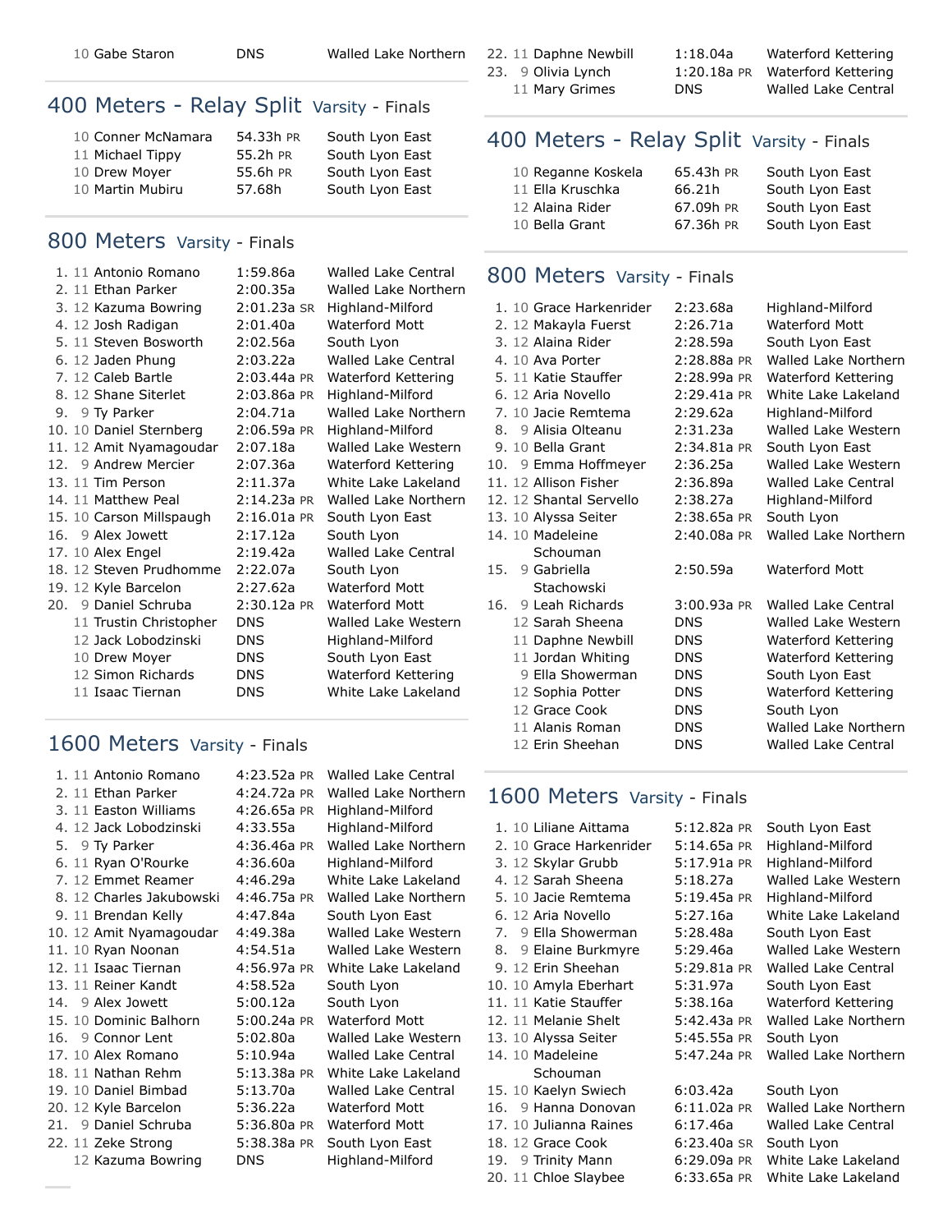| | Name | Time | Team |
|---|---|---|---|
| | 10 Gabe Staron | DNS | Walled Lake Northern |

## 400 Meters - Relay Split Varsity - Finals

| Name | Time | Team |
|---|---|---|
| 10 Conner McNamara | 54.33h PR | South Lyon East |
| 11 Michael Tippy | 55.2h PR | South Lyon East |
| 10 Drew Moyer | 55.6h PR | South Lyon East |
| 10 Martin Mubiru | 57.68h | South Lyon East |

## 800 Meters Varsity - Finals

| Place | Name | Time | Team |
|---|---|---|---|
| 1. | 11 Antonio Romano | 1:59.86a | Walled Lake Central |
| 2. | 11 Ethan Parker | 2:00.35a | Walled Lake Northern |
| 3. | 12 Kazuma Bowring | 2:01.23a SR | Highland-Milford |
| 4. | 12 Josh Radigan | 2:01.40a | Waterford Mott |
| 5. | 11 Steven Bosworth | 2:02.56a | South Lyon |
| 6. | 12 Jaden Phung | 2:03.22a | Walled Lake Central |
| 7. | 12 Caleb Bartle | 2:03.44a PR | Waterford Kettering |
| 8. | 12 Shane Siterlet | 2:03.86a PR | Highland-Milford |
| 9. | 9 Ty Parker | 2:04.71a | Walled Lake Northern |
| 10. | 10 Daniel Sternberg | 2:06.59a PR | Highland-Milford |
| 11. | 12 Amit Nyamagoudar | 2:07.18a | Walled Lake Western |
| 12. | 9 Andrew Mercier | 2:07.36a | Waterford Kettering |
| 13. | 11 Tim Person | 2:11.37a | White Lake Lakeland |
| 14. | 11 Matthew Peal | 2:14.23a PR | Walled Lake Northern |
| 15. | 10 Carson Millspaugh | 2:16.01a PR | South Lyon East |
| 16. | 9 Alex Jowett | 2:17.12a | South Lyon |
| 17. | 10 Alex Engel | 2:19.42a | Walled Lake Central |
| 18. | 12 Steven Prudhomme | 2:22.07a | South Lyon |
| 19. | 12 Kyle Barcelon | 2:27.62a | Waterford Mott |
| 20. | 9 Daniel Schruba | 2:30.12a PR | Waterford Mott |
| | 11 Trustin Christopher | DNS | Walled Lake Western |
| | 12 Jack Lobodzinski | DNS | Highland-Milford |
| | 10 Drew Moyer | DNS | South Lyon East |
| | 12 Simon Richards | DNS | Waterford Kettering |
| | 11 Isaac Tiernan | DNS | White Lake Lakeland |

## 1600 Meters Varsity - Finals

| Place | Name | Time | Team |
|---|---|---|---|
| 1. | 11 Antonio Romano | 4:23.52a PR | Walled Lake Central |
| 2. | 11 Ethan Parker | 4:24.72a PR | Walled Lake Northern |
| 3. | 11 Easton Williams | 4:26.65a PR | Highland-Milford |
| 4. | 12 Jack Lobodzinski | 4:33.55a | Highland-Milford |
| 5. | 9 Ty Parker | 4:36.46a PR | Walled Lake Northern |
| 6. | 11 Ryan O'Rourke | 4:36.60a | Highland-Milford |
| 7. | 12 Emmet Reamer | 4:46.29a | White Lake Lakeland |
| 8. | 12 Charles Jakubowski | 4:46.75a PR | Walled Lake Northern |
| 9. | 11 Brendan Kelly | 4:47.84a | South Lyon East |
| 10. | 12 Amit Nyamagoudar | 4:49.38a | Walled Lake Western |
| 11. | 10 Ryan Noonan | 4:54.51a | Walled Lake Western |
| 12. | 11 Isaac Tiernan | 4:56.97a PR | White Lake Lakeland |
| 13. | 11 Reiner Kandt | 4:58.52a | South Lyon |
| 14. | 9 Alex Jowett | 5:00.12a | South Lyon |
| 15. | 10 Dominic Balhorn | 5:00.24a PR | Waterford Mott |
| 16. | 9 Connor Lent | 5:02.80a | Walled Lake Western |
| 17. | 10 Alex Romano | 5:10.94a | Walled Lake Central |
| 18. | 11 Nathan Rehm | 5:13.38a PR | White Lake Lakeland |
| 19. | 10 Daniel Bimbad | 5:13.70a | Walled Lake Central |
| 20. | 12 Kyle Barcelon | 5:36.22a | Waterford Mott |
| 21. | 9 Daniel Schruba | 5:36.80a PR | Waterford Mott |
| 22. | 11 Zeke Strong | 5:38.38a PR | South Lyon East |
| | 12 Kazuma Bowring | DNS | Highland-Milford |

| Place | Name | Time | Team |
|---|---|---|---|
| 22. | 11 Daphne Newbill | 1:18.04a | Waterford Kettering |
| 23. | 9 Olivia Lynch | 1:20.18a PR | Waterford Kettering |
| | 11 Mary Grimes | DNS | Walled Lake Central |

## 400 Meters - Relay Split Varsity - Finals

| Name | Time | Team |
|---|---|---|
| 10 Reganne Koskela | 65.43h PR | South Lyon East |
| 11 Ella Kruschka | 66.21h | South Lyon East |
| 12 Alaina Rider | 67.09h PR | South Lyon East |
| 10 Bella Grant | 67.36h PR | South Lyon East |

## 800 Meters Varsity - Finals

| Place | Name | Time | Team |
|---|---|---|---|
| 1. | 10 Grace Harkenrider | 2:23.68a | Highland-Milford |
| 2. | 12 Makayla Fuerst | 2:26.71a | Waterford Mott |
| 3. | 12 Alaina Rider | 2:28.59a | South Lyon East |
| 4. | 10 Ava Porter | 2:28.88a PR | Walled Lake Northern |
| 5. | 11 Katie Stauffer | 2:28.99a PR | Waterford Kettering |
| 6. | 12 Aria Novello | 2:29.41a PR | White Lake Lakeland |
| 7. | 10 Jacie Remtema | 2:29.62a | Highland-Milford |
| 8. | 9 Alisia Olteanu | 2:31.23a | Walled Lake Western |
| 9. | 10 Bella Grant | 2:34.81a PR | South Lyon East |
| 10. | 9 Emma Hoffmeyer | 2:36.25a | Walled Lake Western |
| 11. | 12 Allison Fisher | 2:36.89a | Walled Lake Central |
| 12. | 12 Shantal Servello | 2:38.27a | Highland-Milford |
| 13. | 10 Alyssa Seiter | 2:38.65a PR | South Lyon |
| 14. | 10 Madeleine Schouman | 2:40.08a PR | Walled Lake Northern |
| 15. | 9 Gabriella Stachowski | 2:50.59a | Waterford Mott |
| 16. | 9 Leah Richards | 3:00.93a PR | Walled Lake Central |
| | 12 Sarah Sheena | DNS | Walled Lake Western |
| | 11 Daphne Newbill | DNS | Waterford Kettering |
| | 11 Jordan Whiting | DNS | Waterford Kettering |
| | 9 Ella Showerman | DNS | South Lyon East |
| | 12 Sophia Potter | DNS | Waterford Kettering |
| | 12 Grace Cook | DNS | South Lyon |
| | 11 Alanis Roman | DNS | Walled Lake Northern |
| | 12 Erin Sheehan | DNS | Walled Lake Central |

## 1600 Meters Varsity - Finals

| Place | Name | Time | Team |
|---|---|---|---|
| 1. | 10 Liliane Aittama | 5:12.82a PR | South Lyon East |
| 2. | 10 Grace Harkenrider | 5:14.65a PR | Highland-Milford |
| 3. | 12 Skylar Grubb | 5:17.91a PR | Highland-Milford |
| 4. | 12 Sarah Sheena | 5:18.27a | Walled Lake Western |
| 5. | 10 Jacie Remtema | 5:19.45a PR | Highland-Milford |
| 6. | 12 Aria Novello | 5:27.16a | White Lake Lakeland |
| 7. | 9 Ella Showerman | 5:28.48a | South Lyon East |
| 8. | 9 Elaine Burkmyre | 5:29.46a | Walled Lake Western |
| 9. | 12 Erin Sheehan | 5:29.81a PR | Walled Lake Central |
| 10. | 10 Amyla Eberhart | 5:31.97a | South Lyon East |
| 11. | 11 Katie Stauffer | 5:38.16a | Waterford Kettering |
| 12. | 11 Melanie Shelt | 5:42.43a PR | Walled Lake Northern |
| 13. | 10 Alyssa Seiter | 5:45.55a PR | South Lyon |
| 14. | 10 Madeleine Schouman | 5:47.24a PR | Walled Lake Northern |
| 15. | 10 Kaelyn Swiech | 6:03.42a | South Lyon |
| 16. | 9 Hanna Donovan | 6:11.02a PR | Walled Lake Northern |
| 17. | 10 Julianna Raines | 6:17.46a | Walled Lake Central |
| 18. | 12 Grace Cook | 6:23.40a SR | South Lyon |
| 19. | 9 Trinity Mann | 6:29.09a PR | White Lake Lakeland |
| 20. | 11 Chloe Slaybee | 6:33.65a PR | White Lake Lakeland |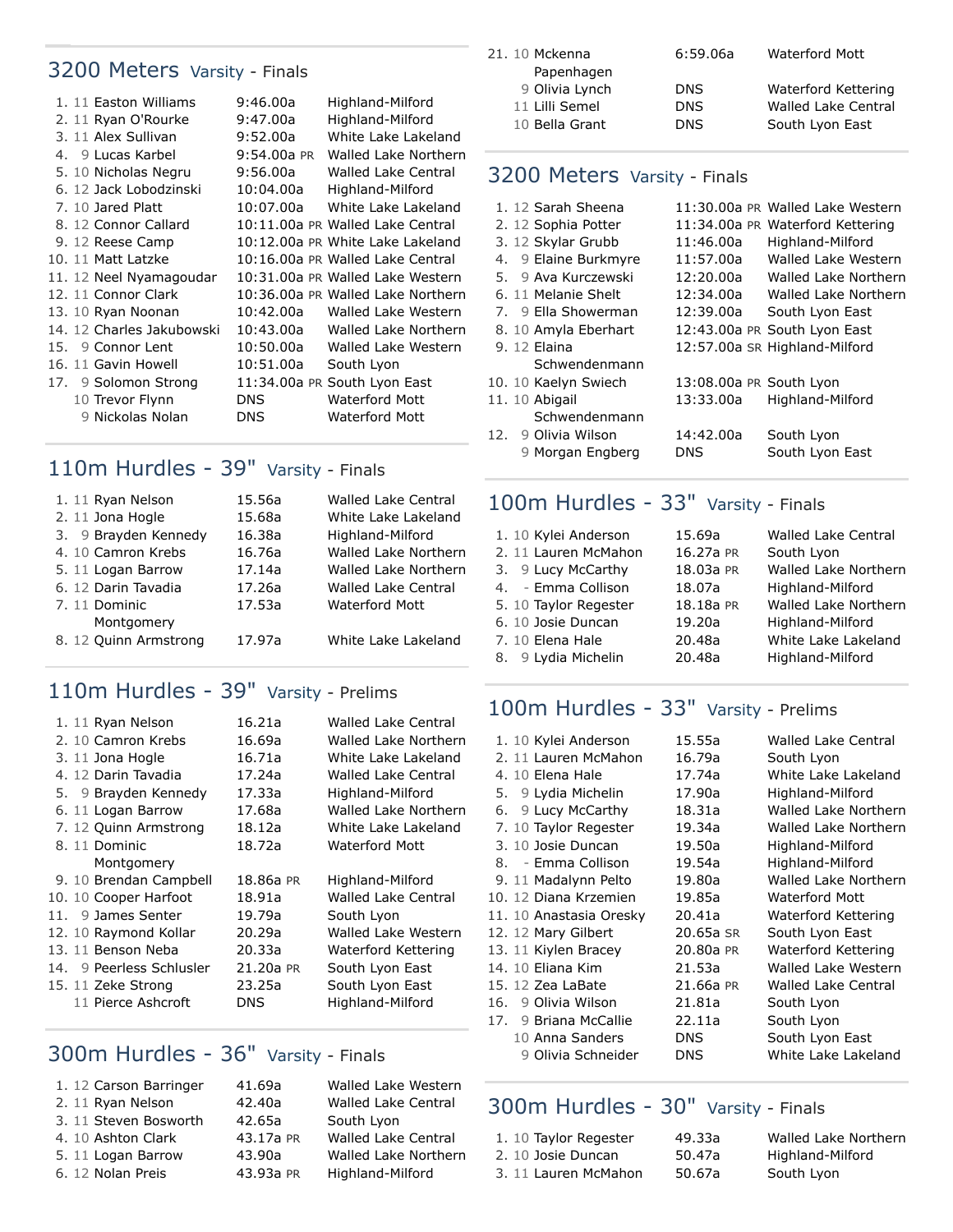## 3200 Meters Varsity - Finals

| Place | Yr | Name | Time | Team |
|---|---|---|---|---|
| 1. | 11 | Easton Williams | 9:46.00a | Highland-Milford |
| 2. | 11 | Ryan O'Rourke | 9:47.00a | Highland-Milford |
| 3. | 11 | Alex Sullivan | 9:52.00a | White Lake Lakeland |
| 4. | 9 | Lucas Karbel | 9:54.00a PR | Walled Lake Northern |
| 5. | 10 | Nicholas Negru | 9:56.00a | Walled Lake Central |
| 6. | 12 | Jack Lobodzinski | 10:04.00a | Highland-Milford |
| 7. | 10 | Jared Platt | 10:07.00a | White Lake Lakeland |
| 8. | 12 | Connor Callard | 10:11.00a PR | Walled Lake Central |
| 9. | 12 | Reese Camp | 10:12.00a PR | White Lake Lakeland |
| 10. | 11 | Matt Latzke | 10:16.00a PR | Walled Lake Central |
| 11. | 12 | Neel Nyamagoudar | 10:31.00a PR | Walled Lake Western |
| 12. | 11 | Connor Clark | 10:36.00a PR | Walled Lake Northern |
| 13. | 10 | Ryan Noonan | 10:42.00a | Walled Lake Western |
| 14. | 12 | Charles Jakubowski | 10:43.00a | Walled Lake Northern |
| 15. | 9 | Connor Lent | 10:50.00a | Walled Lake Western |
| 16. | 11 | Gavin Howell | 10:51.00a | South Lyon |
| 17. | 9 | Solomon Strong | 11:34.00a PR | South Lyon East |
| | 10 | Trevor Flynn | DNS | Waterford Mott |
| | 9 | Nickolas Nolan | DNS | Waterford Mott |

## 110m Hurdles - 39" Varsity - Finals

| Place | Yr | Name | Time | Team |
|---|---|---|---|---|
| 1. | 11 | Ryan Nelson | 15.56a | Walled Lake Central |
| 2. | 11 | Jona Hogle | 15.68a | White Lake Lakeland |
| 3. | 9 | Brayden Kennedy | 16.38a | Highland-Milford |
| 4. | 10 | Camron Krebs | 16.76a | Walled Lake Northern |
| 5. | 11 | Logan Barrow | 17.14a | Walled Lake Northern |
| 6. | 12 | Darin Tavadia | 17.26a | Walled Lake Central |
| 7. | 11 | Dominic Montgomery | 17.53a | Waterford Mott |
| 8. | 12 | Quinn Armstrong | 17.97a | White Lake Lakeland |

## 110m Hurdles - 39" Varsity - Prelims

| Place | Yr | Name | Time | Team |
|---|---|---|---|---|
| 1. | 11 | Ryan Nelson | 16.21a | Walled Lake Central |
| 2. | 10 | Camron Krebs | 16.69a | Walled Lake Northern |
| 3. | 11 | Jona Hogle | 16.71a | White Lake Lakeland |
| 4. | 12 | Darin Tavadia | 17.24a | Walled Lake Central |
| 5. | 9 | Brayden Kennedy | 17.33a | Highland-Milford |
| 6. | 11 | Logan Barrow | 17.68a | Walled Lake Northern |
| 7. | 12 | Quinn Armstrong | 18.12a | White Lake Lakeland |
| 8. | 11 | Dominic Montgomery | 18.72a | Waterford Mott |
| 9. | 10 | Brendan Campbell | 18.86a PR | Highland-Milford |
| 10. | 10 | Cooper Harfoot | 18.91a | Walled Lake Central |
| 11. | 9 | James Senter | 19.79a | South Lyon |
| 12. | 10 | Raymond Kollar | 20.29a | Walled Lake Western |
| 13. | 11 | Benson Neba | 20.33a | Waterford Kettering |
| 14. | 9 | Peerless Schlusler | 21.20a PR | South Lyon East |
| 15. | 11 | Zeke Strong | 23.25a | South Lyon East |
| | 11 | Pierce Ashcroft | DNS | Highland-Milford |

## 300m Hurdles - 36" Varsity - Finals

| Place | Yr | Name | Time | Team |
|---|---|---|---|---|
| 1. | 12 | Carson Barringer | 41.69a | Walled Lake Western |
| 2. | 11 | Ryan Nelson | 42.40a | Walled Lake Central |
| 3. | 11 | Steven Bosworth | 42.65a | South Lyon |
| 4. | 10 | Ashton Clark | 43.17a PR | Walled Lake Central |
| 5. | 11 | Logan Barrow | 43.90a | Walled Lake Northern |
| 6. | 12 | Nolan Preis | 43.93a PR | Highland-Milford |

| Place | Yr | Name | Time | Team |
|---|---|---|---|---|
| 21. | 10 | Mckenna Papenhagen | 6:59.06a | Waterford Mott |
| | 9 | Olivia Lynch | DNS | Waterford Kettering |
| | 11 | Lilli Semel | DNS | Walled Lake Central |
| | 10 | Bella Grant | DNS | South Lyon East |

## 3200 Meters Varsity - Finals

| Place | Yr | Name | Time | Team |
|---|---|---|---|---|
| 1. | 12 | Sarah Sheena | 11:30.00a PR | Walled Lake Western |
| 2. | 12 | Sophia Potter | 11:34.00a PR | Waterford Kettering |
| 3. | 12 | Skylar Grubb | 11:46.00a | Highland-Milford |
| 4. | 9 | Elaine Burkmyre | 11:57.00a | Walled Lake Western |
| 5. | 9 | Ava Kurczewski | 12:20.00a | Walled Lake Northern |
| 6. | 11 | Melanie Shelt | 12:34.00a | Walled Lake Northern |
| 7. | 9 | Ella Showerman | 12:39.00a | South Lyon East |
| 8. | 10 | Amyla Eberhart | 12:43.00a PR | South Lyon East |
| 9. | 12 | Elaina Schwendenmann | 12:57.00a SR | Highland-Milford |
| 10. | 10 | Kaelyn Swiech | 13:08.00a PR | South Lyon |
| 11. | 10 | Abigail Schwendenmann | 13:33.00a | Highland-Milford |
| 12. | 9 | Olivia Wilson | 14:42.00a | South Lyon |
| | 9 | Morgan Engberg | DNS | South Lyon East |

## 100m Hurdles - 33" Varsity - Finals

| Place | Yr | Name | Time | Team |
|---|---|---|---|---|
| 1. | 10 | Kylei Anderson | 15.69a | Walled Lake Central |
| 2. | 11 | Lauren McMahon | 16.27a PR | South Lyon |
| 3. | 9 | Lucy McCarthy | 18.03a PR | Walled Lake Northern |
| 4. | - | Emma Collison | 18.07a | Highland-Milford |
| 5. | 10 | Taylor Regester | 18.18a PR | Walled Lake Northern |
| 6. | 10 | Josie Duncan | 19.20a | Highland-Milford |
| 7. | 10 | Elena Hale | 20.48a | White Lake Lakeland |
| 8. | 9 | Lydia Michelin | 20.48a | Highland-Milford |

## 100m Hurdles - 33" Varsity - Prelims

| Place | Yr | Name | Time | Team |
|---|---|---|---|---|
| 1. | 10 | Kylei Anderson | 15.55a | Walled Lake Central |
| 2. | 11 | Lauren McMahon | 16.79a | South Lyon |
| 4. | 10 | Elena Hale | 17.74a | White Lake Lakeland |
| 5. | 9 | Lydia Michelin | 17.90a | Highland-Milford |
| 6. | 9 | Lucy McCarthy | 18.31a | Walled Lake Northern |
| 7. | 10 | Taylor Regester | 19.34a | Walled Lake Northern |
| 3. | 10 | Josie Duncan | 19.50a | Highland-Milford |
| 8. | - | Emma Collison | 19.54a | Highland-Milford |
| 9. | 11 | Madalynn Pelto | 19.80a | Walled Lake Northern |
| 10. | 12 | Diana Krzemien | 19.85a | Waterford Mott |
| 11. | 10 | Anastasia Oresky | 20.41a | Waterford Kettering |
| 12. | 12 | Mary Gilbert | 20.65a SR | South Lyon East |
| 13. | 11 | Kiylen Bracey | 20.80a PR | Waterford Kettering |
| 14. | 10 | Eliana Kim | 21.53a | Walled Lake Western |
| 15. | 12 | Zea LaBate | 21.66a PR | Walled Lake Central |
| 16. | 9 | Olivia Wilson | 21.81a | South Lyon |
| 17. | 9 | Briana McCallie | 22.11a | South Lyon |
| | 10 | Anna Sanders | DNS | South Lyon East |
| | 9 | Olivia Schneider | DNS | White Lake Lakeland |

## 300m Hurdles - 30" Varsity - Finals

| Place | Yr | Name | Time | Team |
|---|---|---|---|---|
| 1. | 10 | Taylor Regester | 49.33a | Walled Lake Northern |
| 2. | 10 | Josie Duncan | 50.47a | Highland-Milford |
| 3. | 11 | Lauren McMahon | 50.67a | South Lyon |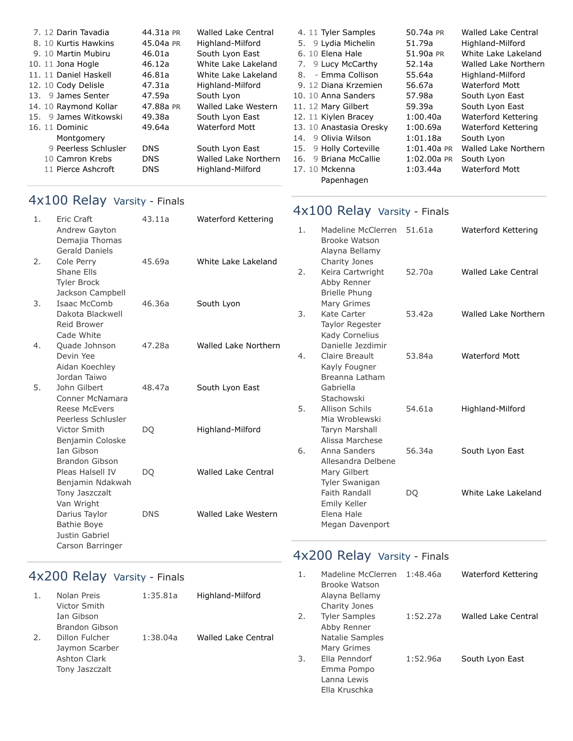| Place | Yr | Name | Time | Team |
|---|---|---|---|---|
| 7. | 12 | Darin Tavadia | 44.31a PR | Walled Lake Central |
| 8. | 10 | Kurtis Hawkins | 45.04a PR | Highland-Milford |
| 9. | 10 | Martin Mubiru | 46.01a | South Lyon East |
| 10. | 11 | Jona Hogle | 46.12a | White Lake Lakeland |
| 11. | 11 | Daniel Haskell | 46.81a | White Lake Lakeland |
| 12. | 10 | Cody Delisle | 47.31a | Highland-Milford |
| 13. | 9 | James Senter | 47.59a | South Lyon |
| 14. | 10 | Raymond Kollar | 47.88a PR | Walled Lake Western |
| 15. | 9 | James Witkowski | 49.38a | South Lyon East |
| 16. | 11 | Dominic Montgomery | 49.64a | Waterford Mott |
| | 9 | Peerless Schlusler | DNS | South Lyon East |
| | 10 | Camron Krebs | DNS | Walled Lake Northern |
| | 11 | Pierce Ashcroft | DNS | Highland-Milford |

## 4x100 Relay Varsity - Finals

| Place | Athletes | Time | Team |
|---|---|---|---|
| 1. | Eric Craft, Andrew Gayton, Demajia Thomas, Gerald Daniels | 43.11a | Waterford Kettering |
| 2. | Cole Perry, Shane Ells, Tyler Brock, Jackson Campbell | 45.69a | White Lake Lakeland |
| 3. | Isaac McComb, Dakota Blackwell, Reid Brower, Cade White | 46.36a | South Lyon |
| 4. | Quade Johnson, Devin Yee, Aidan Koechley, Jordan Taiwo | 47.28a | Walled Lake Northern |
| 5. | John Gilbert, Conner McNamara, Reese McEvers, Peerless Schlusler | 48.47a | South Lyon East |
| | Victor Smith, Benjamin Coloske, Ian Gibson, Brandon Gibson | DQ | Highland-Milford |
| | Pleas Halsell IV, Benjamin Ndakwah, Tony Jaszczalt, Van Wright | DQ | Walled Lake Central |
| | Darius Taylor, Bathie Boye, Justin Gabriel, Carson Barringer | DNS | Walled Lake Western |

## 4x200 Relay Varsity - Finals

| Place | Athletes | Time | Team |
|---|---|---|---|
| 1. | Nolan Preis, Victor Smith, Ian Gibson, Brandon Gibson | 1:35.81a | Highland-Milford |
| 2. | Dillon Fulcher, Jaymon Scarber, Ashton Clark, Tony Jaszczalt | 1:38.04a | Walled Lake Central |

| Place | Yr | Name | Time | Team |
|---|---|---|---|---|
| 4. | 11 | Tyler Samples | 50.74a PR | Walled Lake Central |
| 5. | 9 | Lydia Michelin | 51.79a | Highland-Milford |
| 6. | 10 | Elena Hale | 51.90a PR | White Lake Lakeland |
| 7. | 9 | Lucy McCarthy | 52.14a | Walled Lake Northern |
| 8. | - | Emma Collison | 55.64a | Highland-Milford |
| 9. | 12 | Diana Krzemien | 56.67a | Waterford Mott |
| 10. | 10 | Anna Sanders | 57.98a | South Lyon East |
| 11. | 12 | Mary Gilbert | 59.39a | South Lyon East |
| 12. | 11 | Kiylen Bracey | 1:00.40a | Waterford Kettering |
| 13. | 10 | Anastasia Oresky | 1:00.69a | Waterford Kettering |
| 14. | 9 | Olivia Wilson | 1:01.18a | South Lyon |
| 15. | 9 | Holly Corteville | 1:01.40a PR | Walled Lake Northern |
| 16. | 9 | Briana McCallie | 1:02.00a PR | South Lyon |
| 17. | 10 | Mckenna Papenhagen | 1:03.44a | Waterford Mott |

## 4x100 Relay Varsity - Finals

| Place | Athletes | Time | Team |
|---|---|---|---|
| 1. | Madeline McClerren, Brooke Watson, Alayna Bellamy, Charity Jones | 51.61a | Waterford Kettering |
| 2. | Keira Cartwright, Abby Renner, Brielle Phung, Mary Grimes | 52.70a | Walled Lake Central |
| 3. | Kate Carter, Taylor Regester, Kady Cornelius, Danielle Jezdimir | 53.42a | Walled Lake Northern |
| 4. | Claire Breault, Kayly Fougner, Breanna Latham, Gabriella Stachowski | 53.84a | Waterford Mott |
| 5. | Allison Schils, Mia Wroblewski, Taryn Marshall, Alissa Marchese | 54.61a | Highland-Milford |
| 6. | Anna Sanders, Allesandra Delbene, Mary Gilbert, Tyler Swanigan | 56.34a | South Lyon East |
| | Faith Randall, Emily Keller, Elena Hale, Megan Davenport | DQ | White Lake Lakeland |

## 4x200 Relay Varsity - Finals

| Place | Athletes | Time | Team |
|---|---|---|---|
| 1. | Madeline McClerren, Brooke Watson, Alayna Bellamy, Charity Jones | 1:48.46a | Waterford Kettering |
| 2. | Tyler Samples, Abby Renner, Natalie Samples, Mary Grimes | 1:52.27a | Walled Lake Central |
| 3. | Ella Penndorf, Emma Pompo, Lanna Lewis, Ella Kruschka | 1:52.96a | South Lyon East |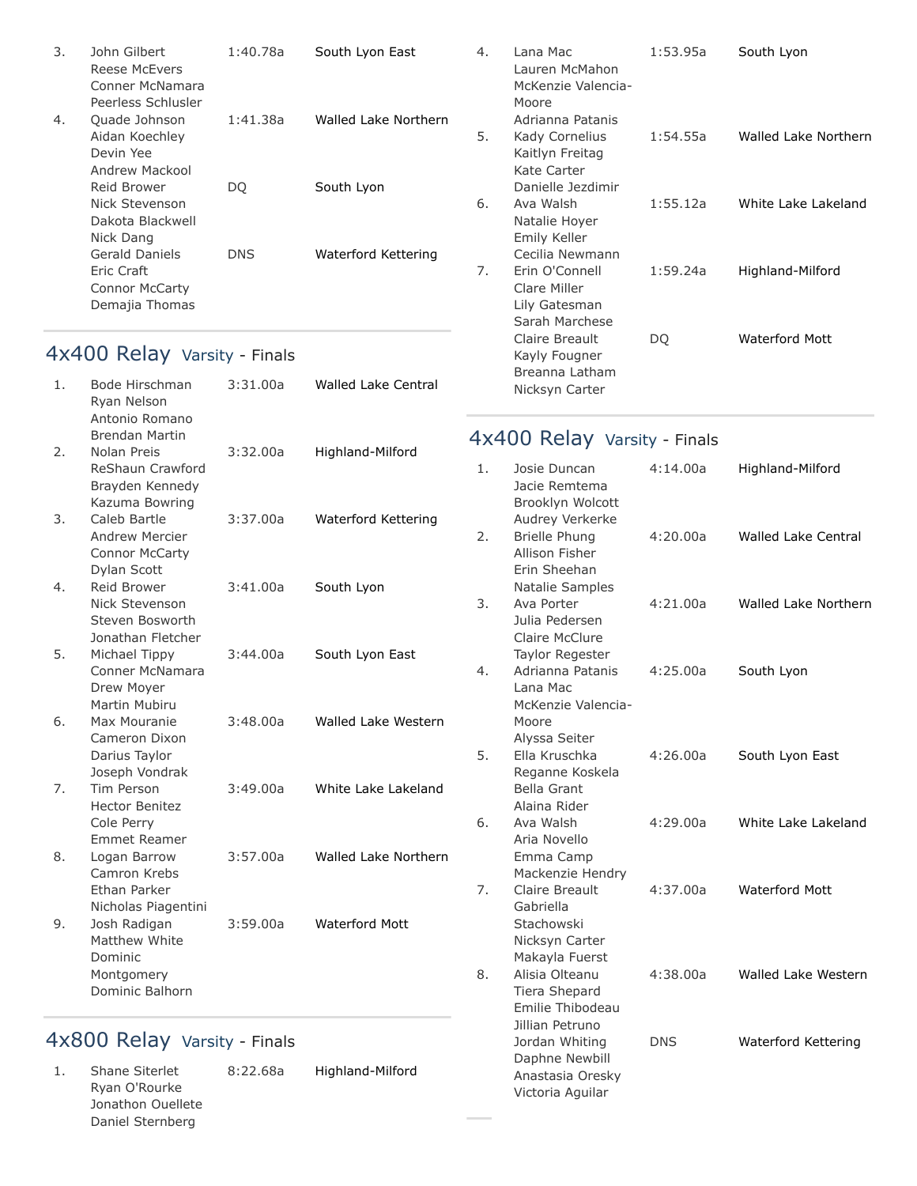| Place | Athletes | Time | School |
|---|---|---|---|
| 3. | John Gilbert, Reese McEvers, Conner McNamara, Peerless Schlusler | 1:40.78a | South Lyon East |
| 4. | Quade Johnson, Aidan Koechley, Devin Yee, Andrew Mackool | 1:41.38a | Walled Lake Northern |
| | Reid Brower, Nick Stevenson, Dakota Blackwell, Nick Dang | DQ | South Lyon |
| | Gerald Daniels, Eric Craft, Connor McCarty, Demajia Thomas | DNS | Waterford Kettering |

## 4x400 Relay Varsity - Finals

| Place | Athletes | Time | School |
|---|---|---|---|
| 1. | Bode Hirschman, Ryan Nelson, Antonio Romano, Brendan Martin | 3:31.00a | Walled Lake Central |
| 2. | Nolan Preis, ReShaun Crawford, Brayden Kennedy, Kazuma Bowring | 3:32.00a | Highland-Milford |
| 3. | Caleb Bartle, Andrew Mercier, Connor McCarty, Dylan Scott | 3:37.00a | Waterford Kettering |
| 4. | Reid Brower, Nick Stevenson, Steven Bosworth, Jonathan Fletcher | 3:41.00a | South Lyon |
| 5. | Michael Tippy, Conner McNamara, Drew Moyer, Martin Mubiru | 3:44.00a | South Lyon East |
| 6. | Max Mouranie, Cameron Dixon, Darius Taylor, Joseph Vondrak | 3:48.00a | Walled Lake Western |
| 7. | Tim Person, Hector Benitez, Cole Perry, Emmet Reamer | 3:49.00a | White Lake Lakeland |
| 8. | Logan Barrow, Camron Krebs, Ethan Parker, Nicholas Piagentini | 3:57.00a | Walled Lake Northern |
| 9. | Josh Radigan, Matthew White, Dominic Montgomery, Dominic Balhorn | 3:59.00a | Waterford Mott |

## 4x800 Relay Varsity - Finals

| Place | Athletes | Time | School |
|---|---|---|---|
| 1. | Shane Siterlet, Ryan O'Rourke, Jonathon Ouellete, Daniel Sternberg | 8:22.68a | Highland-Milford |

| Place | Athletes | Time | School |
|---|---|---|---|
| 4. | Lana Mac, Lauren McMahon, McKenzie Valencia-Moore, Adrianna Patanis | 1:53.95a | South Lyon |
| 5. | Kady Cornelius, Kaitlyn Freitag, Kate Carter, Danielle Jezdimir | 1:54.55a | Walled Lake Northern |
| 6. | Ava Walsh, Natalie Hoyer, Emily Keller, Cecilia Newmann | 1:55.12a | White Lake Lakeland |
| 7. | Erin O'Connell, Clare Miller, Lily Gatesman, Sarah Marchese | 1:59.24a | Highland-Milford |
| | Claire Breault, Kayly Fougner, Breanna Latham, Nicksyn Carter | DQ | Waterford Mott |

## 4x400 Relay Varsity - Finals

| Place | Athletes | Time | School |
|---|---|---|---|
| 1. | Josie Duncan, Jacie Remtema, Brooklyn Wolcott, Audrey Verkerke | 4:14.00a | Highland-Milford |
| 2. | Brielle Phung, Allison Fisher, Erin Sheehan, Natalie Samples | 4:20.00a | Walled Lake Central |
| 3. | Ava Porter, Julia Pedersen, Claire McClure, Taylor Regester | 4:21.00a | Walled Lake Northern |
| 4. | Adrianna Patanis, Lana Mac, McKenzie Valencia-Moore, Alyssa Seiter | 4:25.00a | South Lyon |
| 5. | Ella Kruschka, Reganne Koskela, Bella Grant, Alaina Rider | 4:26.00a | South Lyon East |
| 6. | Ava Walsh, Aria Novello, Emma Camp, Mackenzie Hendry | 4:29.00a | White Lake Lakeland |
| 7. | Claire Breault, Gabriella Stachowski, Nicksyn Carter, Makayla Fuerst | 4:37.00a | Waterford Mott |
| 8. | Alisia Olteanu, Tiera Shepard, Emilie Thibodeau, Jillian Petruno | 4:38.00a | Walled Lake Western |
| | Jordan Whiting, Daphne Newbill, Anastasia Oresky, Victoria Aguilar | DNS | Waterford Kettering |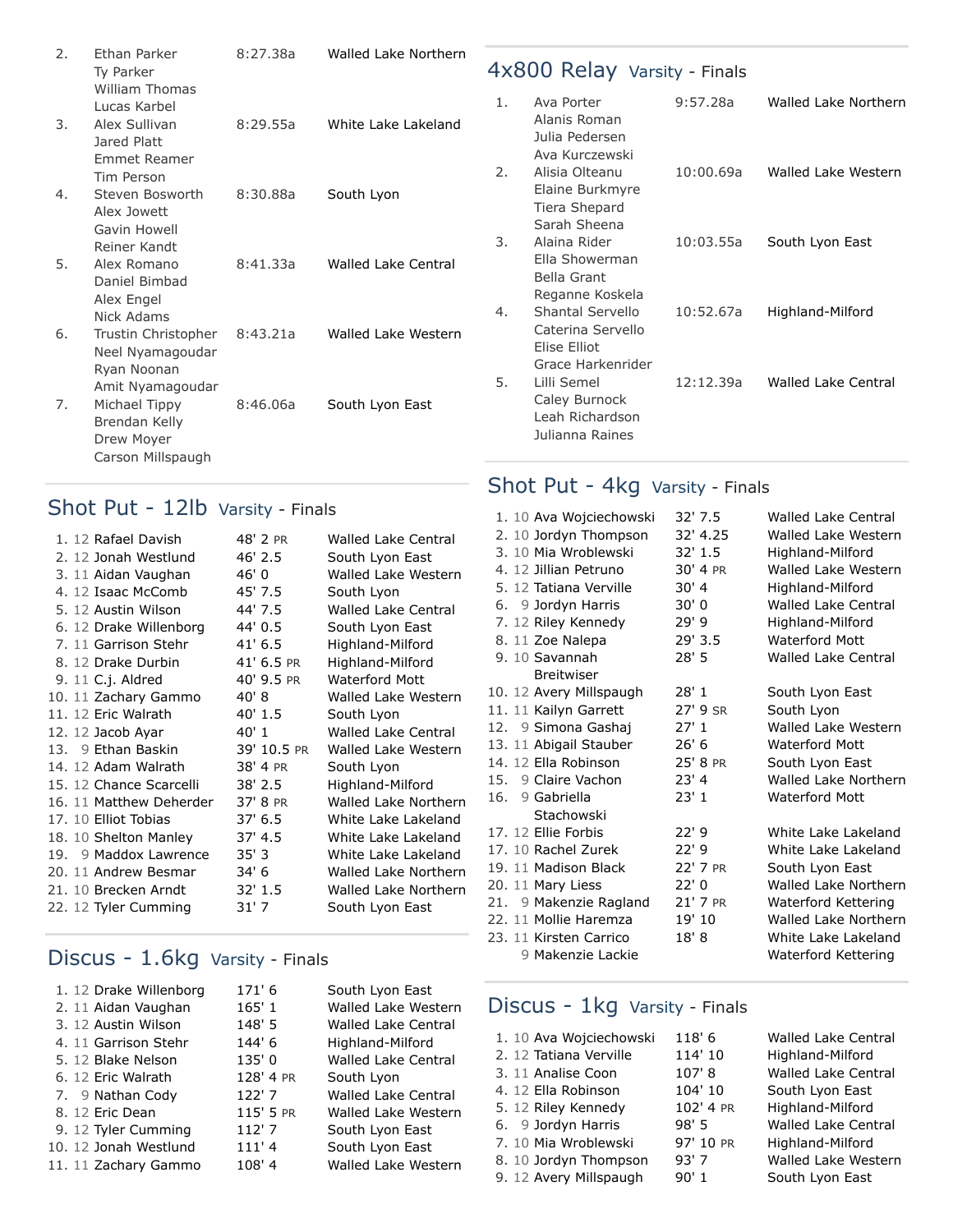| Place | Athletes | Time | Team |
|---|---|---|---|
| 2. | Ethan Parker, Ty Parker, William Thomas, Lucas Karbel | 8:27.38a | Walled Lake Northern |
| 3. | Alex Sullivan, Jared Platt, Emmet Reamer, Tim Person | 8:29.55a | White Lake Lakeland |
| 4. | Steven Bosworth, Alex Jowett, Gavin Howell, Reiner Kandt | 8:30.88a | South Lyon |
| 5. | Alex Romano, Daniel Bimbad, Alex Engel, Nick Adams | 8:41.33a | Walled Lake Central |
| 6. | Trustin Christopher, Neel Nyamagoudar, Ryan Noonan, Amit Nyamagoudar | 8:43.21a | Walled Lake Western |
| 7. | Michael Tippy, Brendan Kelly, Drew Moyer, Carson Millspaugh | 8:46.06a | South Lyon East |

## Shot Put - 12lb Varsity - Finals

| Place | Grade | Name | Mark | Team |
|---|---|---|---|---|
| 1. | 12 | Rafael Davish | 48' 2 PR | Walled Lake Central |
| 2. | 12 | Jonah Westlund | 46' 2.5 | South Lyon East |
| 3. | 11 | Aidan Vaughan | 46' 0 | Walled Lake Western |
| 4. | 12 | Isaac McComb | 45' 7.5 | South Lyon |
| 5. | 12 | Austin Wilson | 44' 7.5 | Walled Lake Central |
| 6. | 12 | Drake Willenborg | 44' 0.5 | South Lyon East |
| 7. | 11 | Garrison Stehr | 41' 6.5 | Highland-Milford |
| 8. | 12 | Drake Durbin | 41' 6.5 PR | Highland-Milford |
| 9. | 11 | C.j. Aldred | 40' 9.5 PR | Waterford Mott |
| 10. | 11 | Zachary Gammo | 40' 8 | Walled Lake Western |
| 11. | 12 | Eric Walrath | 40' 1.5 | South Lyon |
| 12. | 12 | Jacob Ayar | 40' 1 | Walled Lake Central |
| 13. | 9 | Ethan Baskin | 39' 10.5 PR | Walled Lake Western |
| 14. | 12 | Adam Walrath | 38' 4 PR | South Lyon |
| 15. | 12 | Chance Scarcelli | 38' 2.5 | Highland-Milford |
| 16. | 11 | Matthew Deherder | 37' 8 PR | Walled Lake Northern |
| 17. | 10 | Elliot Tobias | 37' 6.5 | White Lake Lakeland |
| 18. | 10 | Shelton Manley | 37' 4.5 | White Lake Lakeland |
| 19. | 9 | Maddox Lawrence | 35' 3 | White Lake Lakeland |
| 20. | 11 | Andrew Besmar | 34' 6 | Walled Lake Northern |
| 21. | 10 | Brecken Arndt | 32' 1.5 | Walled Lake Northern |
| 22. | 12 | Tyler Cumming | 31' 7 | South Lyon East |

## Discus - 1.6kg Varsity - Finals

| Place | Grade | Name | Mark | Team |
|---|---|---|---|---|
| 1. | 12 | Drake Willenborg | 171' 6 | South Lyon East |
| 2. | 11 | Aidan Vaughan | 165' 1 | Walled Lake Western |
| 3. | 12 | Austin Wilson | 148' 5 | Walled Lake Central |
| 4. | 11 | Garrison Stehr | 144' 6 | Highland-Milford |
| 5. | 12 | Blake Nelson | 135' 0 | Walled Lake Central |
| 6. | 12 | Eric Walrath | 128' 4 PR | South Lyon |
| 7. | 9 | Nathan Cody | 122' 7 | Walled Lake Central |
| 8. | 12 | Eric Dean | 115' 5 PR | Walled Lake Western |
| 9. | 12 | Tyler Cumming | 112' 7 | South Lyon East |
| 10. | 12 | Jonah Westlund | 111' 4 | South Lyon East |
| 11. | 11 | Zachary Gammo | 108' 4 | Walled Lake Western |

## 4x800 Relay Varsity - Finals

| Place | Athletes | Time | Team |
|---|---|---|---|
| 1. | Ava Porter, Alanis Roman, Julia Pedersen, Ava Kurczewski | 9:57.28a | Walled Lake Northern |
| 2. | Alisia Olteanu, Elaine Burkmyre, Tiera Shepard, Sarah Sheena | 10:00.69a | Walled Lake Western |
| 3. | Alaina Rider, Ella Showerman, Bella Grant, Reganne Koskela | 10:03.55a | South Lyon East |
| 4. | Shantal Servello, Caterina Servello, Elise Elliot, Grace Harkenrider | 10:52.67a | Highland-Milford |
| 5. | Lilli Semel, Caley Burnock, Leah Richardson, Julianna Raines | 12:12.39a | Walled Lake Central |

## Shot Put - 4kg Varsity - Finals

| Place | Grade | Name | Mark | Team |
|---|---|---|---|---|
| 1. | 10 | Ava Wojciechowski | 32' 7.5 | Walled Lake Central |
| 2. | 10 | Jordyn Thompson | 32' 4.25 | Walled Lake Western |
| 3. | 10 | Mia Wroblewski | 32' 1.5 | Highland-Milford |
| 4. | 12 | Jillian Petruno | 30' 4 PR | Walled Lake Western |
| 5. | 12 | Tatiana Verville | 30' 4 | Highland-Milford |
| 6. | 9 | Jordyn Harris | 30' 0 | Walled Lake Central |
| 7. | 12 | Riley Kennedy | 29' 9 | Highland-Milford |
| 8. | 11 | Zoe Nalepa | 29' 3.5 | Waterford Mott |
| 9. | 10 | Savannah Breitwiser | 28' 5 | Walled Lake Central |
| 10. | 12 | Avery Millspaugh | 28' 1 | South Lyon East |
| 11. | 11 | Kailyn Garrett | 27' 9 SR | South Lyon |
| 12. | 9 | Simona Gashaj | 27' 1 | Walled Lake Western |
| 13. | 11 | Abigail Stauber | 26' 6 | Waterford Mott |
| 14. | 12 | Ella Robinson | 25' 8 PR | South Lyon East |
| 15. | 9 | Claire Vachon | 23' 4 | Walled Lake Northern |
| 16. | 9 | Gabriella Stachowski | 23' 1 | Waterford Mott |
| 17. | 12 | Ellie Forbis | 22' 9 | White Lake Lakeland |
| 17. | 10 | Rachel Zurek | 22' 9 | White Lake Lakeland |
| 19. | 11 | Madison Black | 22' 7 PR | South Lyon East |
| 20. | 11 | Mary Liess | 22' 0 | Walled Lake Northern |
| 21. | 9 | Makenzie Ragland | 21' 7 PR | Waterford Kettering |
| 22. | 11 | Mollie Haremza | 19' 10 | Walled Lake Northern |
| 23. | 11 | Kirsten Carrico | 18' 8 | White Lake Lakeland |
| | 9 | Makenzie Lackie | | Waterford Kettering |

## Discus - 1kg Varsity - Finals

| Place | Grade | Name | Mark | Team |
|---|---|---|---|---|
| 1. | 10 | Ava Wojciechowski | 118' 6 | Walled Lake Central |
| 2. | 12 | Tatiana Verville | 114' 10 | Highland-Milford |
| 3. | 11 | Analise Coon | 107' 8 | Walled Lake Central |
| 4. | 12 | Ella Robinson | 104' 10 | South Lyon East |
| 5. | 12 | Riley Kennedy | 102' 4 PR | Highland-Milford |
| 6. | 9 | Jordyn Harris | 98' 5 | Walled Lake Central |
| 7. | 10 | Mia Wroblewski | 97' 10 PR | Highland-Milford |
| 8. | 10 | Jordyn Thompson | 93' 7 | Walled Lake Western |
| 9. | 12 | Avery Millspaugh | 90' 1 | South Lyon East |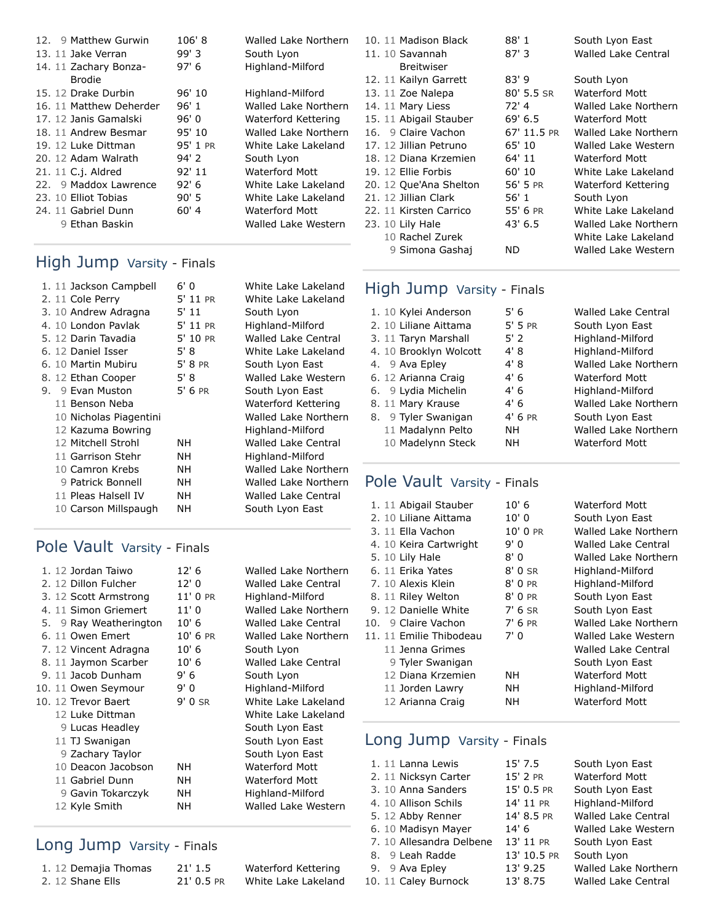| Place | Grade | Name | Mark | School |
|---|---|---|---|---|
| 12. | 9 | Matthew Gurwin | 106' 8 | Walled Lake Northern |
| 13. | 11 | Jake Verran | 99' 3 | South Lyon |
| 14. | 11 | Zachary Bonza-Brodie | 97' 6 | Highland-Milford |
| 15. | 12 | Drake Durbin | 96' 10 | Highland-Milford |
| 16. | 11 | Matthew Deherder | 96' 1 | Walled Lake Northern |
| 17. | 12 | Janis Gamalski | 96' 0 | Waterford Kettering |
| 18. | 11 | Andrew Besmar | 95' 10 | Walled Lake Northern |
| 19. | 12 | Luke Dittman | 95' 1 PR | White Lake Lakeland |
| 20. | 12 | Adam Walrath | 94' 2 | South Lyon |
| 21. | 11 | C.j. Aldred | 92' 11 | Waterford Mott |
| 22. | 9 | Maddox Lawrence | 92' 6 | White Lake Lakeland |
| 23. | 10 | Elliot Tobias | 90' 5 | White Lake Lakeland |
| 24. | 11 | Gabriel Dunn | 60' 4 | Waterford Mott |
| | 9 | Ethan Baskin | | Walled Lake Western |

## High Jump Varsity - Finals

| Place | Grade | Name | Mark | School |
|---|---|---|---|---|
| 1. | 11 | Jackson Campbell | 6' 0 | White Lake Lakeland |
| 2. | 11 | Cole Perry | 5' 11 PR | White Lake Lakeland |
| 3. | 10 | Andrew Adragna | 5' 11 | South Lyon |
| 4. | 10 | London Pavlak | 5' 11 PR | Highland-Milford |
| 5. | 12 | Darin Tavadia | 5' 10 PR | Walled Lake Central |
| 6. | 12 | Daniel Isser | 5' 8 | White Lake Lakeland |
| 6. | 10 | Martin Mubiru | 5' 8 PR | South Lyon East |
| 8. | 12 | Ethan Cooper | 5' 8 | Walled Lake Western |
| 9. | 9 | Evan Muston | 5' 6 PR | South Lyon East |
| | 11 | Benson Neba | | Waterford Kettering |
| | 10 | Nicholas Piagentini | | Walled Lake Northern |
| | 12 | Kazuma Bowring | | Highland-Milford |
| | 12 | Mitchell Strohl | NH | Walled Lake Central |
| | 11 | Garrison Stehr | NH | Highland-Milford |
| | 10 | Camron Krebs | NH | Walled Lake Northern |
| | 9 | Patrick Bonnell | NH | Walled Lake Northern |
| | 11 | Pleas Halsell IV | NH | Walled Lake Central |
| | 10 | Carson Millspaugh | NH | South Lyon East |

## Pole Vault Varsity - Finals

| Place | Grade | Name | Mark | School |
|---|---|---|---|---|
| 1. | 12 | Jordan Taiwo | 12' 6 | Walled Lake Northern |
| 2. | 12 | Dillon Fulcher | 12' 0 | Walled Lake Central |
| 3. | 12 | Scott Armstrong | 11' 0 PR | Highland-Milford |
| 4. | 11 | Simon Griemert | 11' 0 | Walled Lake Northern |
| 5. | 9 | Ray Weatherington | 10' 6 | Walled Lake Central |
| 6. | 11 | Owen Emert | 10' 6 PR | Walled Lake Northern |
| 7. | 12 | Vincent Adragna | 10' 6 | South Lyon |
| 8. | 11 | Jaymon Scarber | 10' 6 | Walled Lake Central |
| 9. | 11 | Jacob Dunham | 9' 6 | South Lyon |
| 10. | 11 | Owen Seymour | 9' 0 | Highland-Milford |
| 10. | 12 | Trevor Baert | 9' 0 SR | White Lake Lakeland |
| | 12 | Luke Dittman | | White Lake Lakeland |
| | 9 | Lucas Headley | | South Lyon East |
| | 11 | TJ Swanigan | | South Lyon East |
| | 9 | Zachary Taylor | | South Lyon East |
| | 10 | Deacon Jacobson | NH | Waterford Mott |
| | 11 | Gabriel Dunn | NH | Waterford Mott |
| | 9 | Gavin Tokarczyk | NH | Highland-Milford |
| | 12 | Kyle Smith | NH | Walled Lake Western |

## Long Jump Varsity - Finals

| Place | Grade | Name | Mark | School |
|---|---|---|---|---|
| 1. | 12 | Demajia Thomas | 21' 1.5 | Waterford Kettering |
| 2. | 12 | Shane Ells | 21' 0.5 PR | White Lake Lakeland |

| Place | Grade | Name | Mark | School |
|---|---|---|---|---|
| 10. | 11 | Madison Black | 88' 1 | South Lyon East |
| 11. | 10 | Savannah Breitwiser | 87' 3 | Walled Lake Central |
| 12. | 11 | Kailyn Garrett | 83' 9 | South Lyon |
| 13. | 11 | Zoe Nalepa | 80' 5.5 SR | Waterford Mott |
| 14. | 11 | Mary Liess | 72' 4 | Walled Lake Northern |
| 15. | 11 | Abigail Stauber | 69' 6.5 | Waterford Mott |
| 16. | 9 | Claire Vachon | 67' 11.5 PR | Walled Lake Northern |
| 17. | 12 | Jillian Petruno | 65' 10 | Walled Lake Western |
| 18. | 12 | Diana Krzemien | 64' 11 | Waterford Mott |
| 19. | 12 | Ellie Forbis | 60' 10 | White Lake Lakeland |
| 20. | 12 | Que'Ana Shelton | 56' 5 PR | Waterford Kettering |
| 21. | 12 | Jillian Clark | 56' 1 | South Lyon |
| 22. | 11 | Kirsten Carrico | 55' 6 PR | White Lake Lakeland |
| 23. | 10 | Lily Hale | 43' 6.5 | Walled Lake Northern |
| | 10 | Rachel Zurek | | White Lake Lakeland |
| | 9 | Simona Gashaj | ND | Walled Lake Western |

## High Jump Varsity - Finals

| Place | Grade | Name | Mark | School |
|---|---|---|---|---|
| 1. | 10 | Kylei Anderson | 5' 6 | Walled Lake Central |
| 2. | 10 | Liliane Aittama | 5' 5 PR | South Lyon East |
| 3. | 11 | Taryn Marshall | 5' 2 | Highland-Milford |
| 4. | 10 | Brooklyn Wolcott | 4' 8 | Highland-Milford |
| 4. | 9 | Ava Epley | 4' 8 | Walled Lake Northern |
| 6. | 12 | Arianna Craig | 4' 6 | Waterford Mott |
| 6. | 9 | Lydia Michelin | 4' 6 | Highland-Milford |
| 8. | 11 | Mary Krause | 4' 6 | Walled Lake Northern |
| 8. | 9 | Tyler Swanigan | 4' 6 PR | South Lyon East |
| | 11 | Madalynn Pelto | NH | Walled Lake Northern |
| | 10 | Madelynn Steck | NH | Waterford Mott |

## Pole Vault Varsity - Finals

| Place | Grade | Name | Mark | School |
|---|---|---|---|---|
| 1. | 11 | Abigail Stauber | 10' 6 | Waterford Mott |
| 2. | 10 | Liliane Aittama | 10' 0 | South Lyon East |
| 3. | 11 | Ella Vachon | 10' 0 PR | Walled Lake Northern |
| 4. | 10 | Keira Cartwright | 9' 0 | Walled Lake Central |
| 5. | 10 | Lily Hale | 8' 0 | Walled Lake Northern |
| 6. | 11 | Erika Yates | 8' 0 SR | Highland-Milford |
| 7. | 10 | Alexis Klein | 8' 0 PR | Highland-Milford |
| 8. | 11 | Riley Welton | 8' 0 PR | South Lyon East |
| 9. | 12 | Danielle White | 7' 6 SR | South Lyon East |
| 10. | 9 | Claire Vachon | 7' 6 PR | Walled Lake Northern |
| 11. | 11 | Emilie Thibodeau | 7' 0 | Walled Lake Western |
| | 11 | Jenna Grimes | | Walled Lake Central |
| | 9 | Tyler Swanigan | | South Lyon East |
| | 12 | Diana Krzemien | NH | Waterford Mott |
| | 11 | Jorden Lawry | NH | Highland-Milford |
| | 12 | Arianna Craig | NH | Waterford Mott |

## Long Jump Varsity - Finals

| Place | Grade | Name | Mark | School |
|---|---|---|---|---|
| 1. | 11 | Lanna Lewis | 15' 7.5 | South Lyon East |
| 2. | 11 | Nicksyn Carter | 15' 2 PR | Waterford Mott |
| 3. | 10 | Anna Sanders | 15' 0.5 PR | South Lyon East |
| 4. | 10 | Allison Schils | 14' 11 PR | Highland-Milford |
| 5. | 12 | Abby Renner | 14' 8.5 PR | Walled Lake Central |
| 6. | 10 | Madisyn Mayer | 14' 6 | Walled Lake Western |
| 7. | 10 | Allesandra Delbene | 13' 11 PR | South Lyon East |
| 8. | 9 | Leah Radde | 13' 10.5 PR | South Lyon |
| 9. | 9 | Ava Epley | 13' 9.25 | Walled Lake Northern |
| 10. | 11 | Caley Burnock | 13' 8.75 | Walled Lake Central |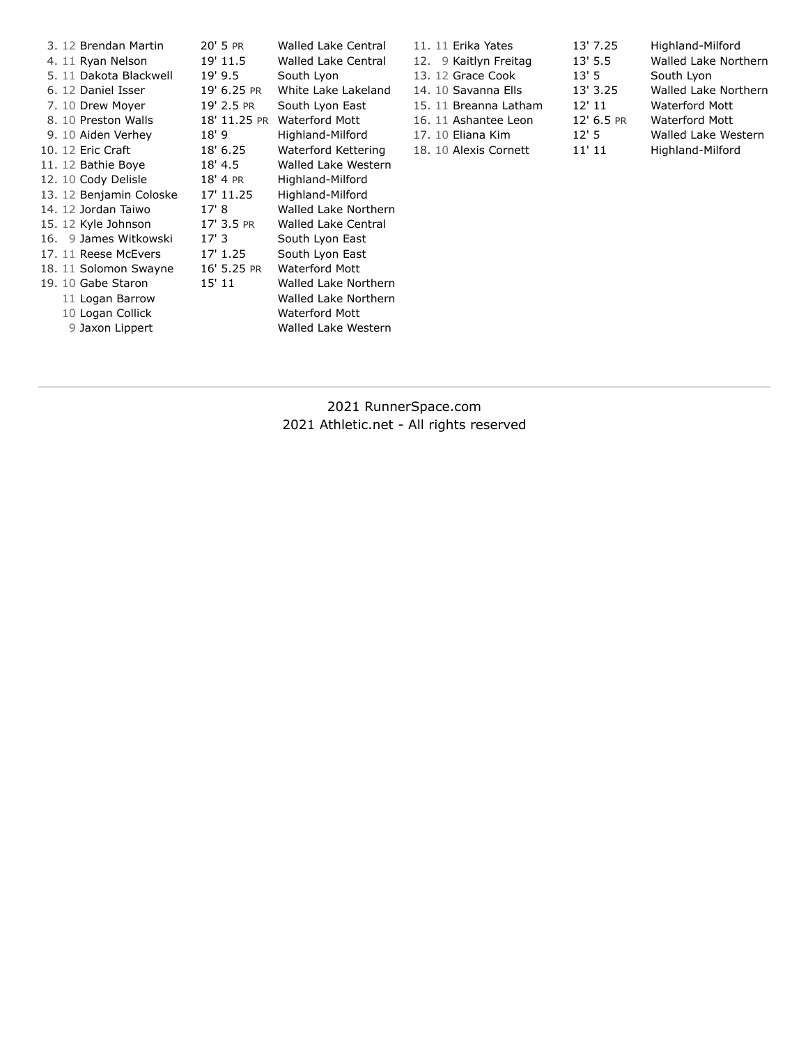| | | | | |
|---|---|---|---|---|
| 3. | 12 | Brendan Martin | 20' 5 PR | Walled Lake Central |
| 4. | 11 | Ryan Nelson | 19' 11.5 | Walled Lake Central |
| 5. | 11 | Dakota Blackwell | 19' 9.5 | South Lyon |
| 6. | 12 | Daniel Isser | 19' 6.25 PR | White Lake Lakeland |
| 7. | 10 | Drew Moyer | 19' 2.5 PR | South Lyon East |
| 8. | 10 | Preston Walls | 18' 11.25 PR | Waterford Mott |
| 9. | 10 | Aiden Verhey | 18' 9 | Highland-Milford |
| 10. | 12 | Eric Craft | 18' 6.25 | Waterford Kettering |
| 11. | 12 | Bathie Boye | 18' 4.5 | Walled Lake Western |
| 12. | 10 | Cody Delisle | 18' 4 PR | Highland-Milford |
| 13. | 12 | Benjamin Coloske | 17' 11.25 | Highland-Milford |
| 14. | 12 | Jordan Taiwo | 17' 8 | Walled Lake Northern |
| 15. | 12 | Kyle Johnson | 17' 3.5 PR | Walled Lake Central |
| 16. | 9 | James Witkowski | 17' 3 | South Lyon East |
| 17. | 11 | Reese McEvers | 17' 1.25 | South Lyon East |
| 18. | 11 | Solomon Swayne | 16' 5.25 PR | Waterford Mott |
| 19. | 10 | Gabe Staron | 15' 11 | Walled Lake Northern |
| | 11 | Logan Barrow | | Walled Lake Northern |
| | 10 | Logan Collick | | Waterford Mott |
| | 9 | Jaxon Lippert | | Walled Lake Western |

| | | | | |
|---|---|---|---|---|
| 11. | 11 | Erika Yates | 13' 7.25 | Highland-Milford |
| 12. | 9 | Kaitlyn Freitag | 13' 5.5 | Walled Lake Northern |
| 13. | 12 | Grace Cook | 13' 5 | South Lyon |
| 14. | 10 | Savanna Ells | 13' 3.25 | Walled Lake Northern |
| 15. | 11 | Breanna Latham | 12' 11 | Waterford Mott |
| 16. | 11 | Ashantee Leon | 12' 6.5 PR | Waterford Mott |
| 17. | 10 | Eliana Kim | 12' 5 | Walled Lake Western |
| 18. | 10 | Alexis Cornett | 11' 11 | Highland-Milford |

2021 RunnerSpace.com
2021 Athletic.net - All rights reserved